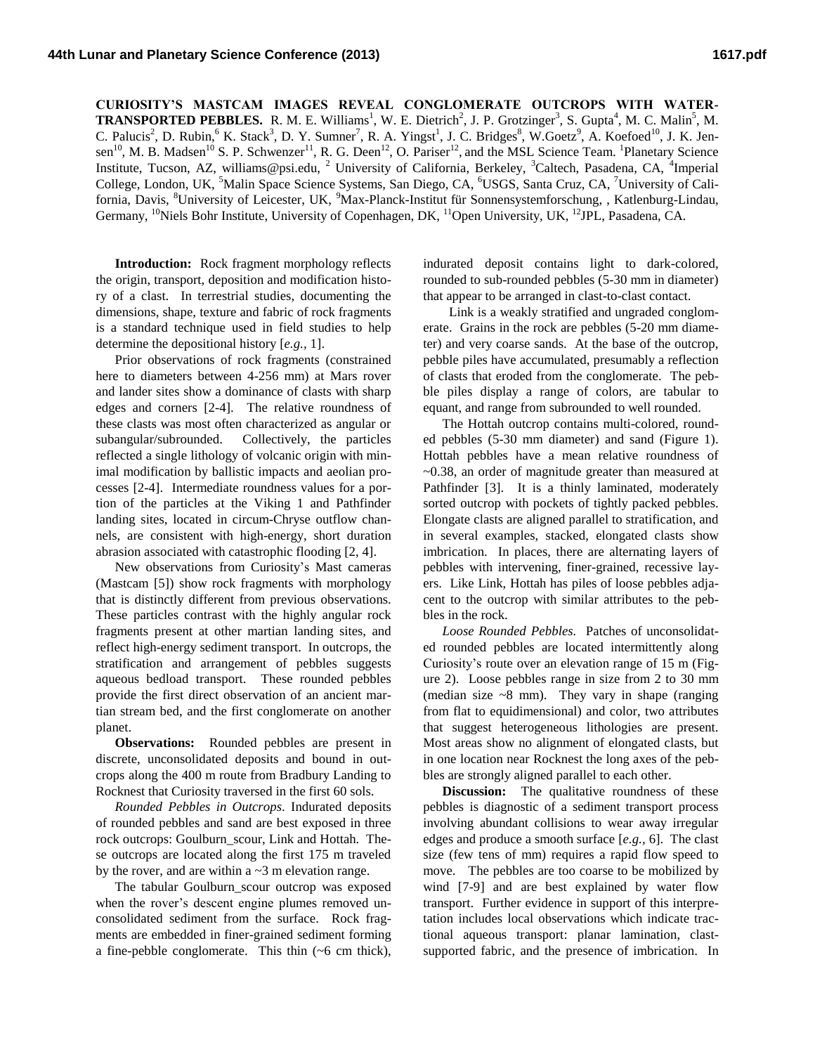**CURIOSITY'S MASTCAM IMAGES REVEAL CONGLOMERATE OUTCROPS WITH WATER-TRANSPORTED PEBBLES.** R. M. E. Williams[1], W. E. Dietrich[2], J. P. Grotzinger[3], S. Gupta[4], M. C. Malin[5], M. C. Palucis[2], D. Rubin,[6] K. Stack[3], D. Y. Sumner[7], R. A. Yingst[1], J. C. Bridges[8], W.Goetz[9], A. Koefoed[10], J. K. Jensen[10], M. B. Madsen[10] S. P. Schwenzer[11], R. G. Deen[12], O. Pariser[12], and the MSL Science Team. [1]Planetary Science Institute, Tucson, AZ, williams@psi.edu, [2] University of California, Berkeley, [3]Caltech, Pasadena, CA, [4]Imperial College, London, UK, [5]Malin Space Science Systems, San Diego, CA, [6]USGS, Santa Cruz, CA, [7]University of California, Davis, [8]University of Leicester, UK, [9]Max-Planck-Institut für Sonnensystemforschung, , Katlenburg-Lindau, Germany, [10]Niels Bohr Institute, University of Copenhagen, DK, [11]Open University, UK, [12]JPL, Pasadena, CA.

**Introduction:** Rock fragment morphology reflects the origin, transport, deposition and modification history of a clast. In terrestrial studies, documenting the dimensions, shape, texture and fabric of rock fragments is a standard technique used in field studies to help determine the depositional history [*e.g.*, 1].

Prior observations of rock fragments (constrained here to diameters between 4-256 mm) at Mars rover and lander sites show a dominance of clasts with sharp edges and corners [2-4]. The relative roundness of these clasts was most often characterized as angular or subangular/subrounded. Collectively, the particles reflected a single lithology of volcanic origin with minimal modification by ballistic impacts and aeolian processes [2-4]. Intermediate roundness values for a portion of the particles at the Viking 1 and Pathfinder landing sites, located in circum-Chryse outflow channels, are consistent with high-energy, short duration abrasion associated with catastrophic flooding [2, 4].

New observations from Curiosity's Mast cameras (Mastcam [5]) show rock fragments with morphology that is distinctly different from previous observations. These particles contrast with the highly angular rock fragments present at other martian landing sites, and reflect high-energy sediment transport. In outcrops, the stratification and arrangement of pebbles suggests aqueous bedload transport. These rounded pebbles provide the first direct observation of an ancient martian stream bed, and the first conglomerate on another planet.

**Observations:** Rounded pebbles are present in discrete, unconsolidated deposits and bound in outcrops along the 400 m route from Bradbury Landing to Rocknest that Curiosity traversed in the first 60 sols.

*Rounded Pebbles in Outcrops*. Indurated deposits of rounded pebbles and sand are best exposed in three rock outcrops: Goulburn_scour, Link and Hottah. These outcrops are located along the first 175 m traveled by the rover, and are within a ~3 m elevation range.

The tabular Goulburn_scour outcrop was exposed when the rover's descent engine plumes removed unconsolidated sediment from the surface. Rock fragments are embedded in finer-grained sediment forming a fine-pebble conglomerate. This thin (~6 cm thick), indurated deposit contains light to dark-colored, rounded to sub-rounded pebbles (5-30 mm in diameter) that appear to be arranged in clast-to-clast contact.

Link is a weakly stratified and ungraded conglomerate. Grains in the rock are pebbles (5-20 mm diameter) and very coarse sands. At the base of the outcrop, pebble piles have accumulated, presumably a reflection of clasts that eroded from the conglomerate. The pebble piles display a range of colors, are tabular to equant, and range from subrounded to well rounded.

The Hottah outcrop contains multi-colored, rounded pebbles (5-30 mm diameter) and sand (Figure 1). Hottah pebbles have a mean relative roundness of ~0.38, an order of magnitude greater than measured at Pathfinder [3]. It is a thinly laminated, moderately sorted outcrop with pockets of tightly packed pebbles. Elongate clasts are aligned parallel to stratification, and in several examples, stacked, elongated clasts show imbrication. In places, there are alternating layers of pebbles with intervening, finer-grained, recessive layers. Like Link, Hottah has piles of loose pebbles adjacent to the outcrop with similar attributes to the pebbles in the rock.

*Loose Rounded Pebbles.* Patches of unconsolidated rounded pebbles are located intermittently along Curiosity's route over an elevation range of 15 m (Figure 2). Loose pebbles range in size from 2 to 30 mm (median size ~8 mm). They vary in shape (ranging from flat to equidimensional) and color, two attributes that suggest heterogeneous lithologies are present. Most areas show no alignment of elongated clasts, but in one location near Rocknest the long axes of the pebbles are strongly aligned parallel to each other.

**Discussion:** The qualitative roundness of these pebbles is diagnostic of a sediment transport process involving abundant collisions to wear away irregular edges and produce a smooth surface [*e.g.*, 6]. The clast size (few tens of mm) requires a rapid flow speed to move. The pebbles are too coarse to be mobilized by wind [7-9] and are best explained by water flow transport. Further evidence in support of this interpretation includes local observations which indicate tractional aqueous transport: planar lamination, clast-supported fabric, and the presence of imbrication. In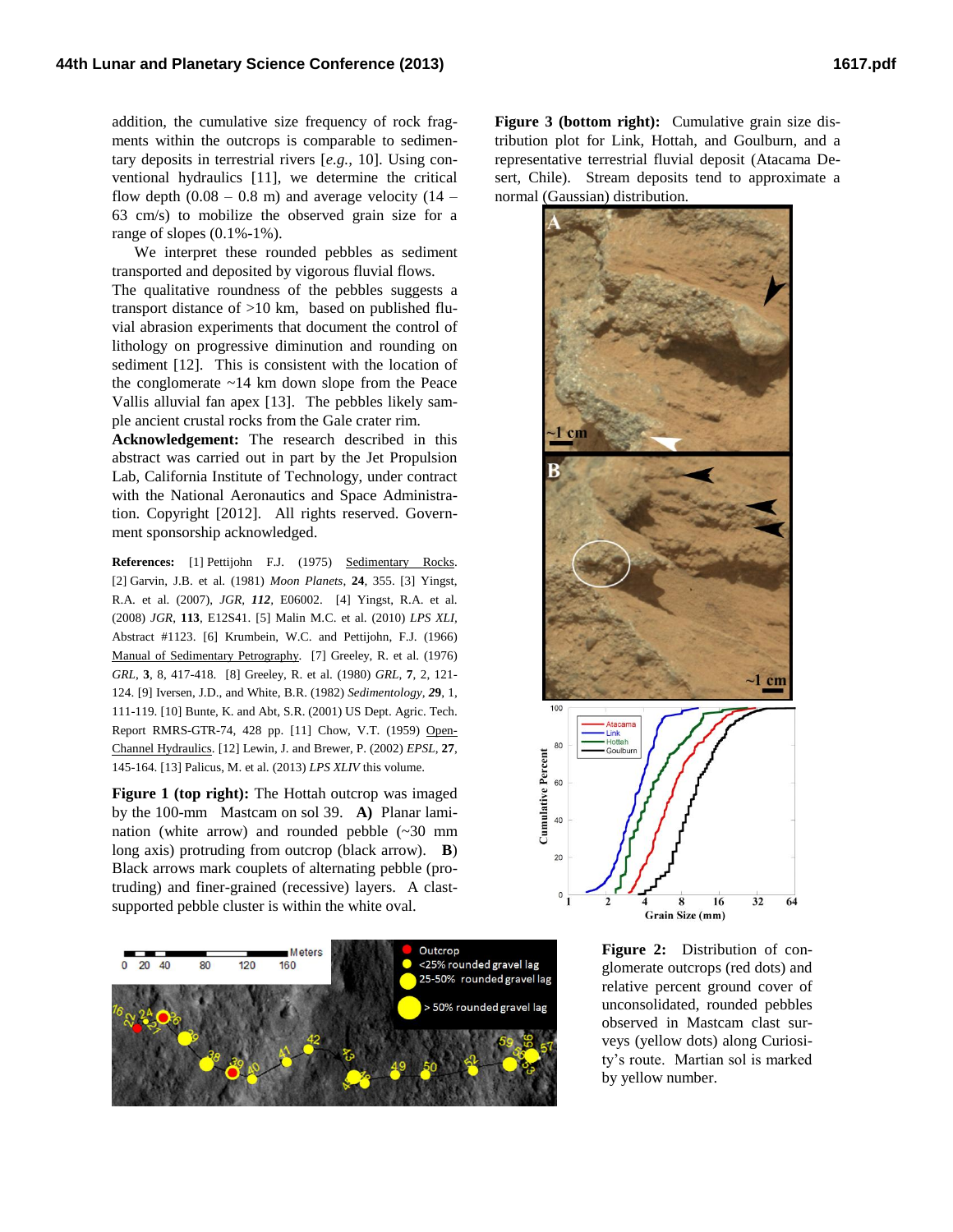addition, the cumulative size frequency of rock fragments within the outcrops is comparable to sedimentary deposits in terrestrial rivers [*e.g.*, 10]. Using conventional hydraulics [11], we determine the critical flow depth (0.08 – 0.8 m) and average velocity (14 – 63 cm/s) to mobilize the observed grain size for a range of slopes (0.1%-1%).

We interpret these rounded pebbles as sediment transported and deposited by vigorous fluvial flows. The qualitative roundness of the pebbles suggests a transport distance of >10 km, based on published fluvial abrasion experiments that document the control of lithology on progressive diminution and rounding on sediment [12]. This is consistent with the location of the conglomerate ~14 km down slope from the Peace Vallis alluvial fan apex [13]. The pebbles likely sample ancient crustal rocks from the Gale crater rim.

**Acknowledgement:** The research described in this abstract was carried out in part by the Jet Propulsion Lab, California Institute of Technology, under contract with the National Aeronautics and Space Administration. Copyright [2012]. All rights reserved. Government sponsorship acknowledged.

**References:** [1] Pettijohn F.J. (1975) Sedimentary Rocks. [2] Garvin, J.B. et al. (1981) *Moon Planets*, **24**, 355. [3] Yingst, R.A. et al. (2007), *JGR*, ***112***, E06002. [4] Yingst, R.A. et al. (2008) *JGR*, **113**, E12S41. [5] Malin M.C. et al. (2010) *LPS XLI*, Abstract #1123. [6] Krumbein, W.C. and Pettijohn, F.J. (1966) Manual of Sedimentary Petrography. [7] Greeley, R. et al. (1976) *GRL*, **3**, 8, 417-418. [8] Greeley, R. et al. (1980) *GRL*, **7**, 2, 121-124. [9] Iversen, J.D., and White, B.R. (1982) *Sedimentology*, ***29***, 1, 111-119. [10] Bunte, K. and Abt, S.R. (2001) US Dept. Agric. Tech. Report RMRS-GTR-74, 428 pp. [11] Chow, V.T. (1959) Open-Channel Hydraulics. [12] Lewin, J. and Brewer, P. (2002) *EPSL*, **27**, 145-164. [13] Palicus, M. et al. (2013) *LPS XLIV* this volume.

**Figure 1 (top right):** The Hottah outcrop was imaged by the 100-mm Mastcam on sol 39. **A)** Planar lamination (white arrow) and rounded pebble (~30 mm long axis) protruding from outcrop (black arrow). **B)** Black arrows mark couplets of alternating pebble (protruding) and finer-grained (recessive) layers. A clast-supported pebble cluster is within the white oval.

**Figure 3 (bottom right):** Cumulative grain size distribution plot for Link, Hottah, and Goulburn, and a representative terrestrial fluvial deposit (Atacama Desert, Chile). Stream deposits tend to approximate a normal (Gaussian) distribution.

A
~1 cm
B
~1 cm

Atacama
Link
Hottah
Goulburn
Cumulative Percent
100
80
60
40
20
0
1 2 4 8 16 32 64
Grain Size (mm)

Meters
0 20 40 80 120 160
Outcrop
<25% rounded gravel lag
25-50% rounded gravel lag
> 50% rounded gravel lag

**Figure 2:** Distribution of conglomerate outcrops (red dots) and relative percent ground cover of unconsolidated, rounded pebbles observed in Mastcam clast surveys (yellow dots) along Curiosity's route. Martian sol is marked by yellow number.